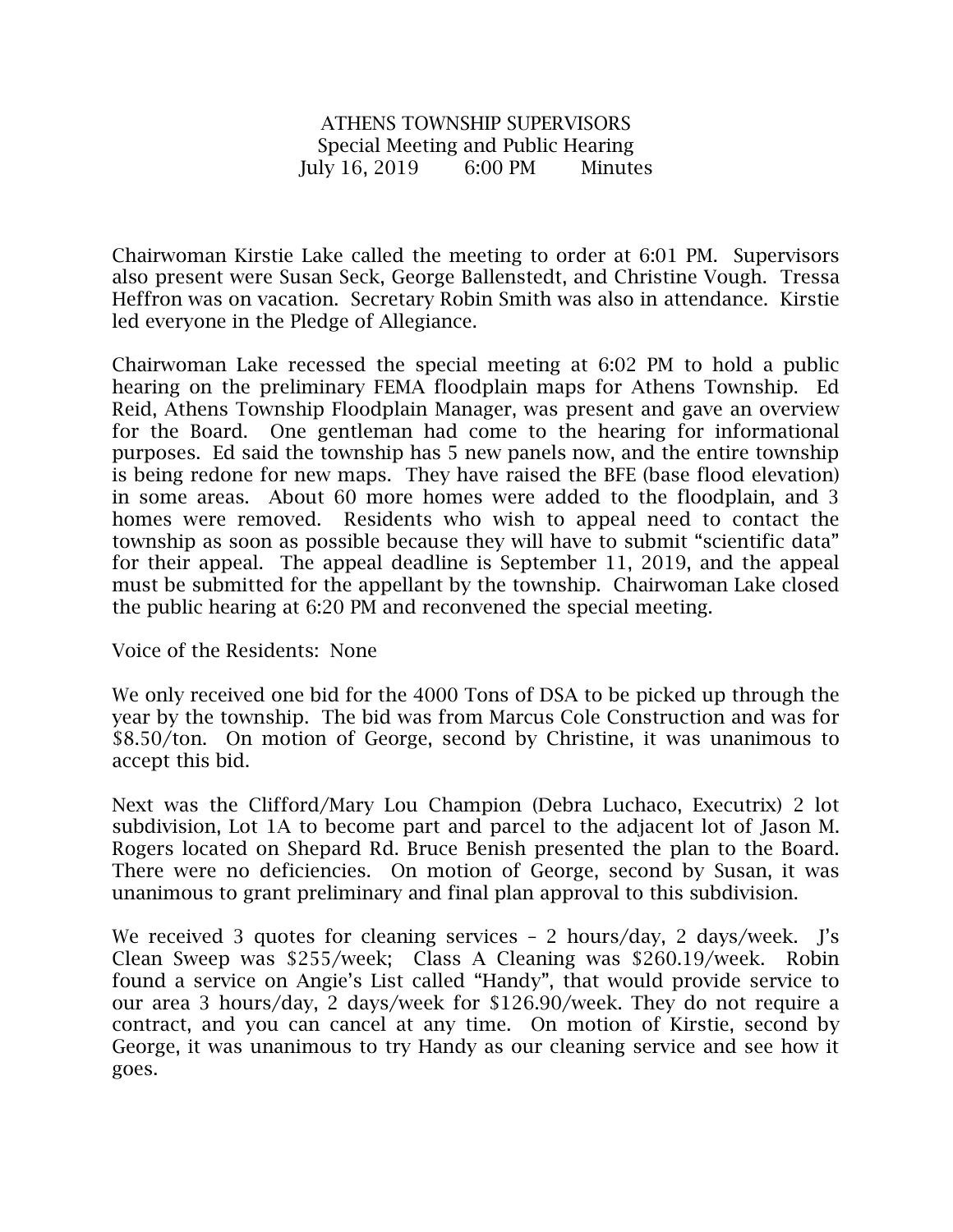# ATHENS TOWNSHIP SUPERVISORS
## Special Meeting and Public Hearing
### July 16, 2019 6:00 PM Minutes

Chairwoman Kirstie Lake called the meeting to order at 6:01 PM. Supervisors also present were Susan Seck, George Ballenstedt, and Christine Vough. Tressa Heffron was on vacation. Secretary Robin Smith was also in attendance. Kirstie led everyone in the Pledge of Allegiance.

Chairwoman Lake recessed the special meeting at 6:02 PM to hold a public hearing on the preliminary FEMA floodplain maps for Athens Township. Ed Reid, Athens Township Floodplain Manager, was present and gave an overview for the Board. One gentleman had come to the hearing for informational purposes. Ed said the township has 5 new panels now, and the entire township is being redone for new maps. They have raised the BFE (base flood elevation) in some areas. About 60 more homes were added to the floodplain, and 3 homes were removed. Residents who wish to appeal need to contact the township as soon as possible because they will have to submit "scientific data" for their appeal. The appeal deadline is September 11, 2019, and the appeal must be submitted for the appellant by the township. Chairwoman Lake closed the public hearing at 6:20 PM and reconvened the special meeting.

Voice of the Residents: None

We only received one bid for the 4000 Tons of DSA to be picked up through the year by the township. The bid was from Marcus Cole Construction and was for $8.50/ton. On motion of George, second by Christine, it was unanimous to accept this bid.

Next was the Clifford/Mary Lou Champion (Debra Luchaco, Executrix) 2 lot subdivision, Lot 1A to become part and parcel to the adjacent lot of Jason M. Rogers located on Shepard Rd. Bruce Benish presented the plan to the Board. There were no deficiencies. On motion of George, second by Susan, it was unanimous to grant preliminary and final plan approval to this subdivision.

We received 3 quotes for cleaning services – 2 hours/day, 2 days/week. J's Clean Sweep was $255/week; Class A Cleaning was $260.19/week. Robin found a service on Angie's List called "Handy", that would provide service to our area 3 hours/day, 2 days/week for $126.90/week. They do not require a contract, and you can cancel at any time. On motion of Kirstie, second by George, it was unanimous to try Handy as our cleaning service and see how it goes.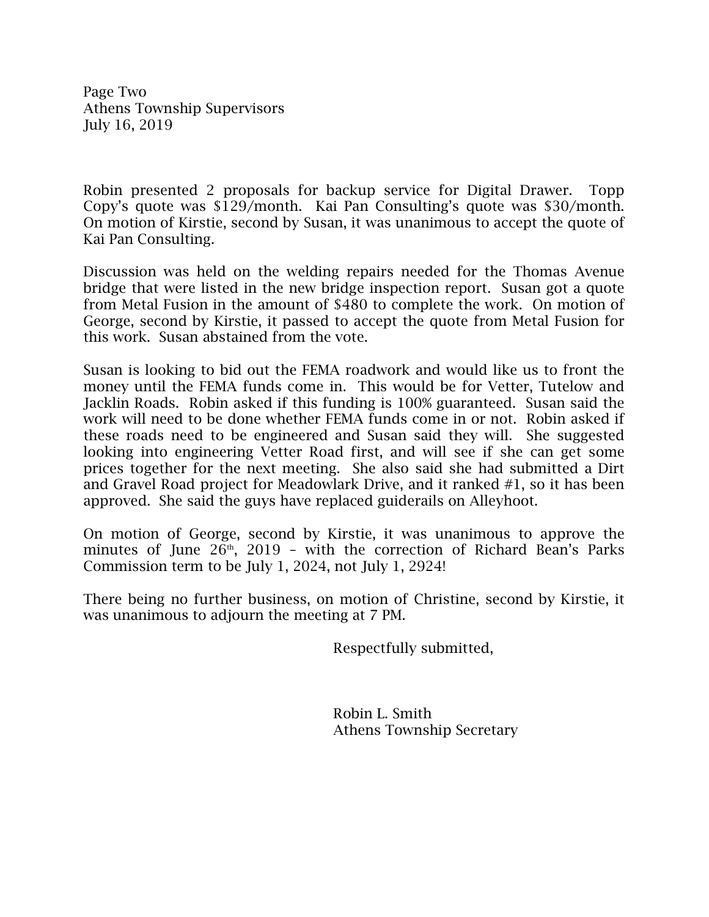Robin presented 2 proposals for backup service for Digital Drawer. Topp Copy's quote was $129/month. Kai Pan Consulting's quote was $30/month. On motion of Kirstie, second by Susan, it was unanimous to accept the quote of Kai Pan Consulting.

Discussion was held on the welding repairs needed for the Thomas Avenue bridge that were listed in the new bridge inspection report. Susan got a quote from Metal Fusion in the amount of $480 to complete the work. On motion of George, second by Kirstie, it passed to accept the quote from Metal Fusion for this work. Susan abstained from the vote.

Susan is looking to bid out the FEMA roadwork and would like us to front the money until the FEMA funds come in. This would be for Vetter, Tutelow and Jacklin Roads. Robin asked if this funding is 100% guaranteed. Susan said the work will need to be done whether FEMA funds come in or not. Robin asked if these roads need to be engineered and Susan said they will. She suggested looking into engineering Vetter Road first, and will see if she can get some prices together for the next meeting. She also said she had submitted a Dirt and Gravel Road project for Meadowlark Drive, and it ranked #1, so it has been approved. She said the guys have replaced guiderails on Alleyhoot.

On motion of George, second by Kirstie, it was unanimous to approve the minutes of June 26th, 2019 – with the correction of Richard Bean's Parks Commission term to be July 1, 2024, not July 1, 2924!

There being no further business, on motion of Christine, second by Kirstie, it was unanimous to adjourn the meeting at 7 PM.

Respectfully submitted,

Robin L. Smith
Athens Township Secretary